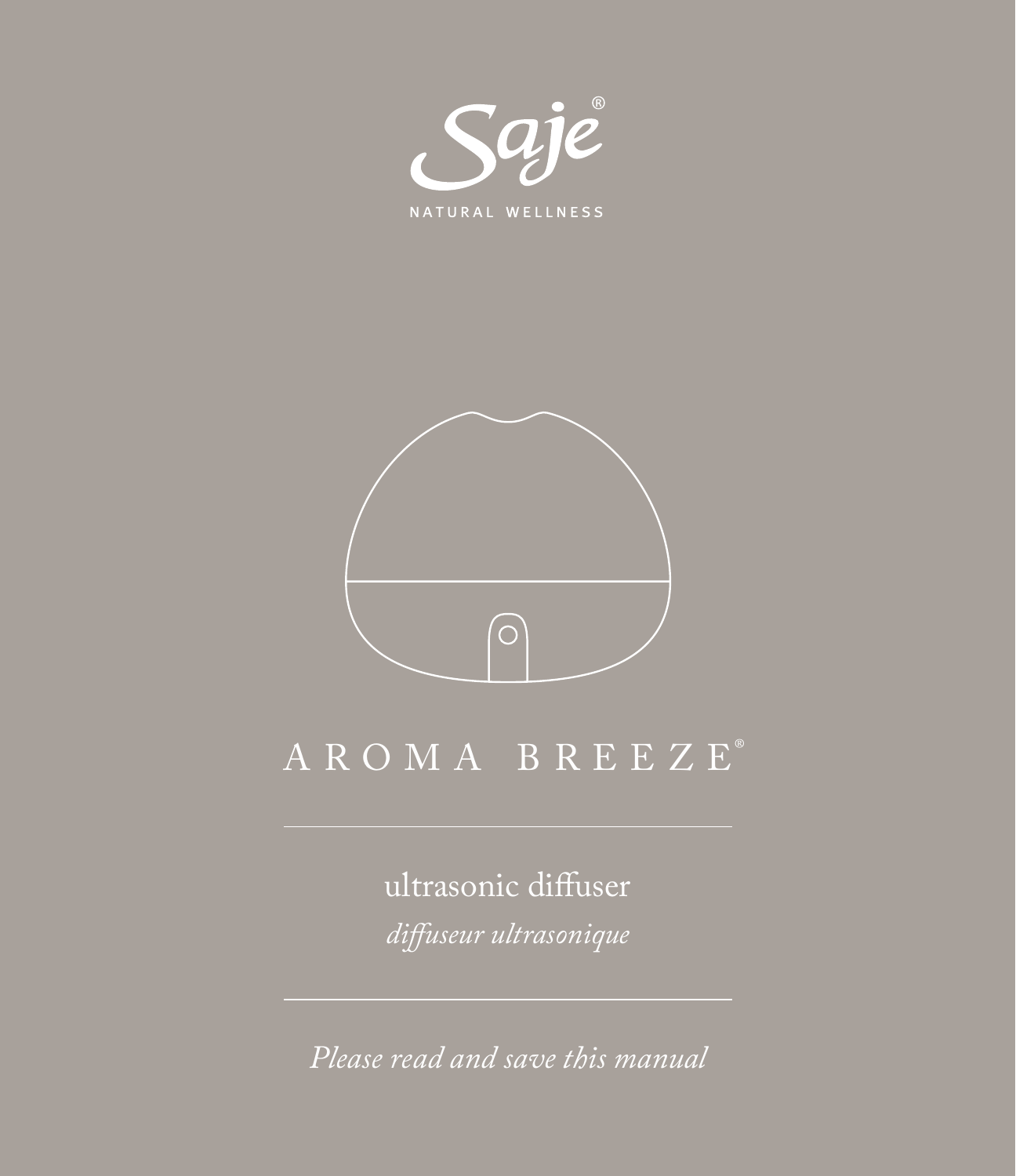Saje®

NATURAL WELLNESS

# AROMA BREEZE®

ultrasonic diffuser

*diffuseur ultrasonique*

*Please read and save this manual*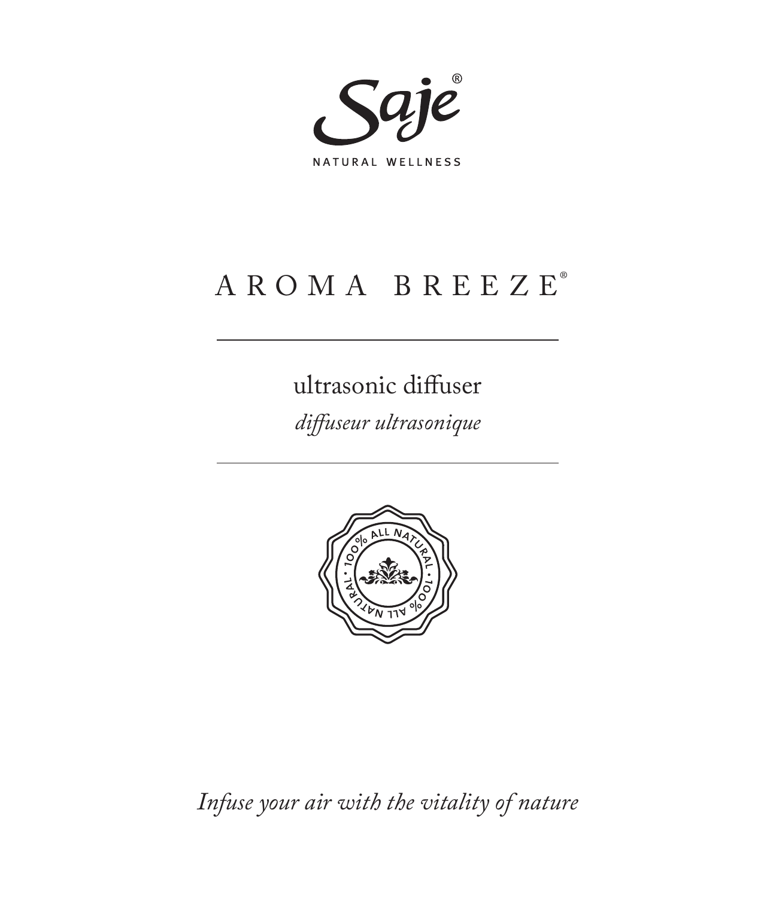Saje®

NATURAL WELLNESS

# AROMA BREEZE®

## ultrasonic diffuser

*diffuseur ultrasonique*

100% ALL NATURAL • 100% ALL NATURAL •

*Infuse your air with the vitality of nature*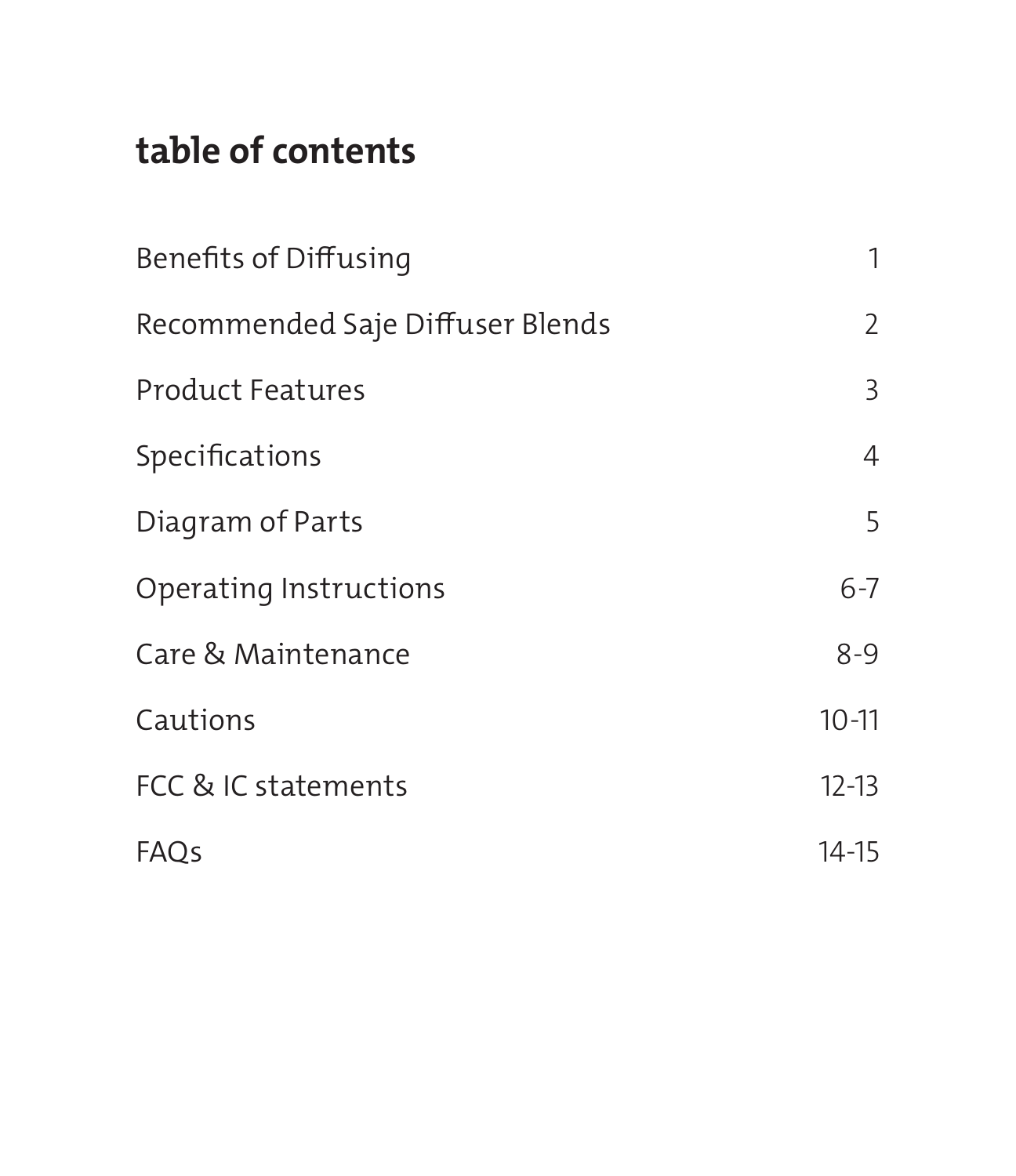# table of contents

| | |
|---|---|
| Benefits of Diffusing | 1 |
| Recommended Saje Diffuser Blends | 2 |
| Product Features | 3 |
| Specifications | 4 |
| Diagram of Parts | 5 |
| Operating Instructions | 6-7 |
| Care & Maintenance | 8-9 |
| Cautions | 10-11 |
| FCC & IC statements | 12-13 |
| FAQs | 14-15 |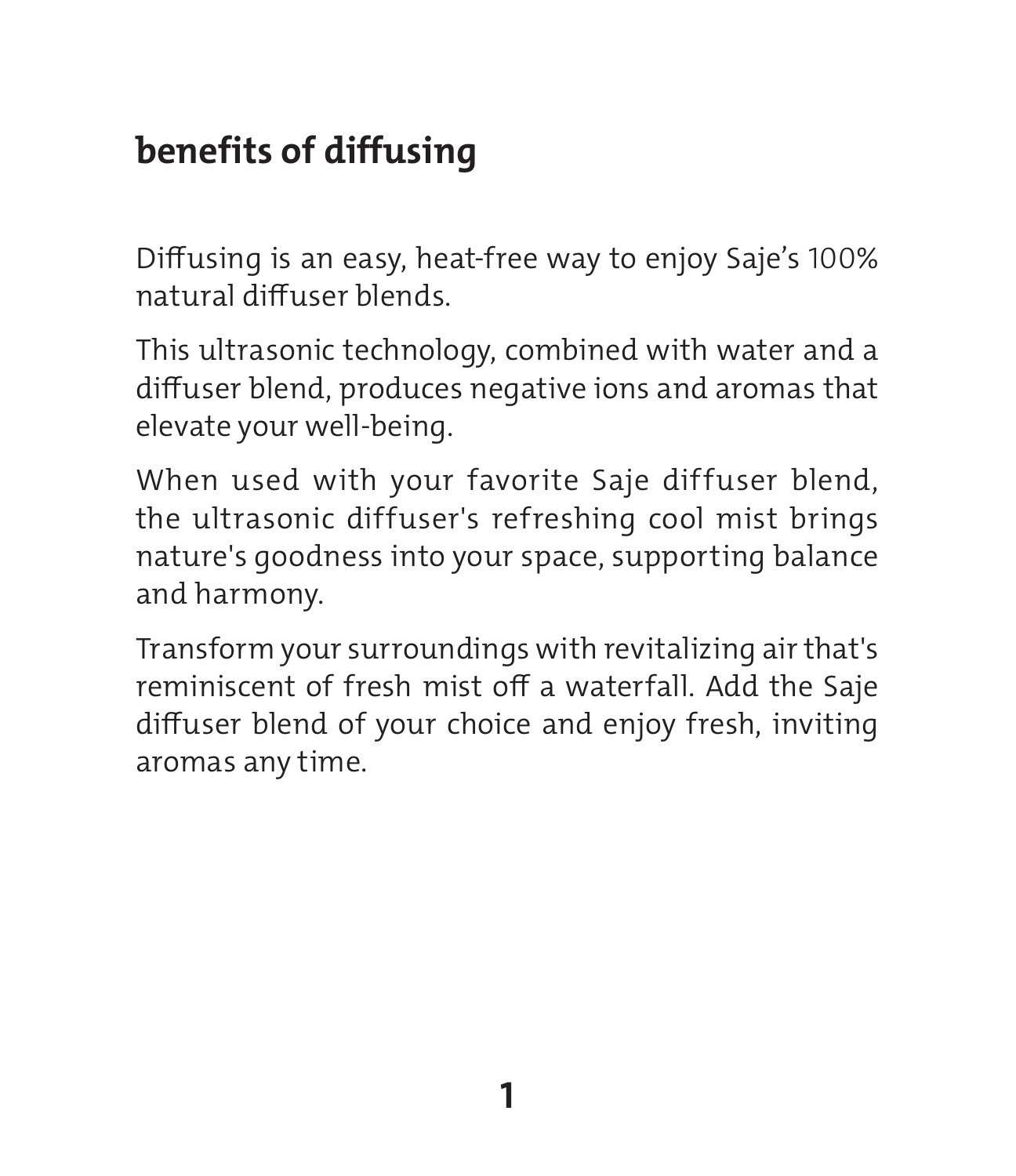## benefits of diffusing

Diffusing is an easy, heat-free way to enjoy Saje's 100% natural diffuser blends.

This ultrasonic technology, combined with water and a diffuser blend, produces negative ions and aromas that elevate your well-being.

When used with your favorite Saje diffuser blend, the ultrasonic diffuser's refreshing cool mist brings nature's goodness into your space, supporting balance and harmony.

Transform your surroundings with revitalizing air that's reminiscent of fresh mist off a waterfall. Add the Saje diffuser blend of your choice and enjoy fresh, inviting aromas any time.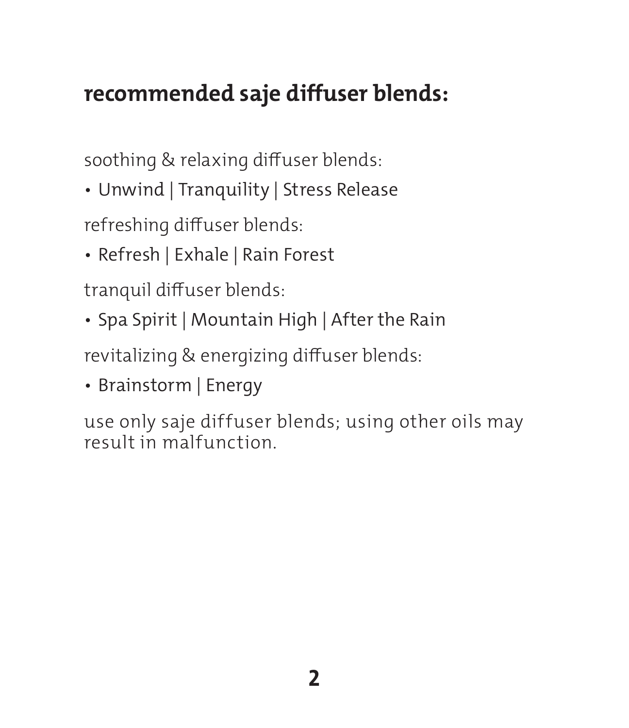## recommended saje diffuser blends:

soothing & relaxing diffuser blends:

- Unwind | Tranquility | Stress Release

refreshing diffuser blends:

- Refresh | Exhale | Rain Forest

tranquil diffuser blends:

- Spa Spirit | Mountain High | After the Rain

revitalizing & energizing diffuser blends:

- Brainstorm | Energy

use only saje diffuser blends; using other oils may result in malfunction.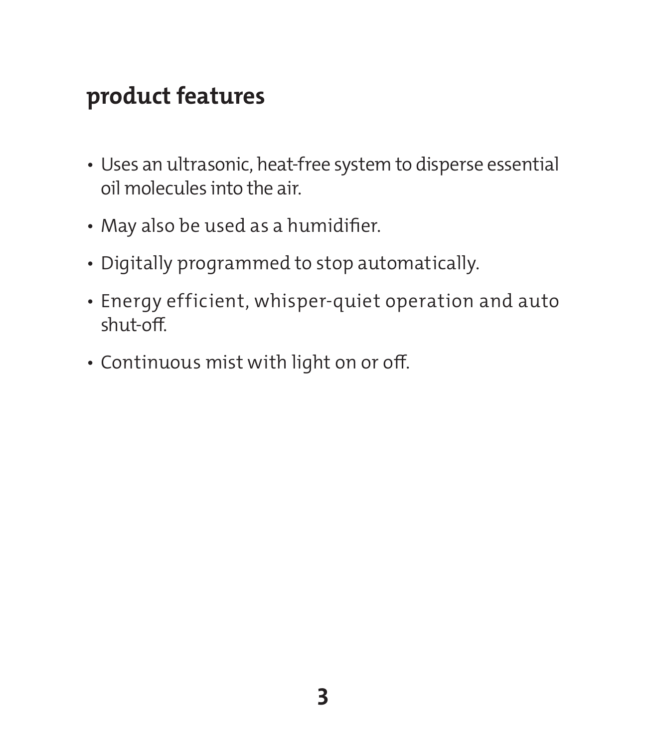## product features

- Uses an ultrasonic, heat-free system to disperse essential oil molecules into the air.
- May also be used as a humidifier.
- Digitally programmed to stop automatically.
- Energy efficient, whisper-quiet operation and auto shut-off.
- Continuous mist with light on or off.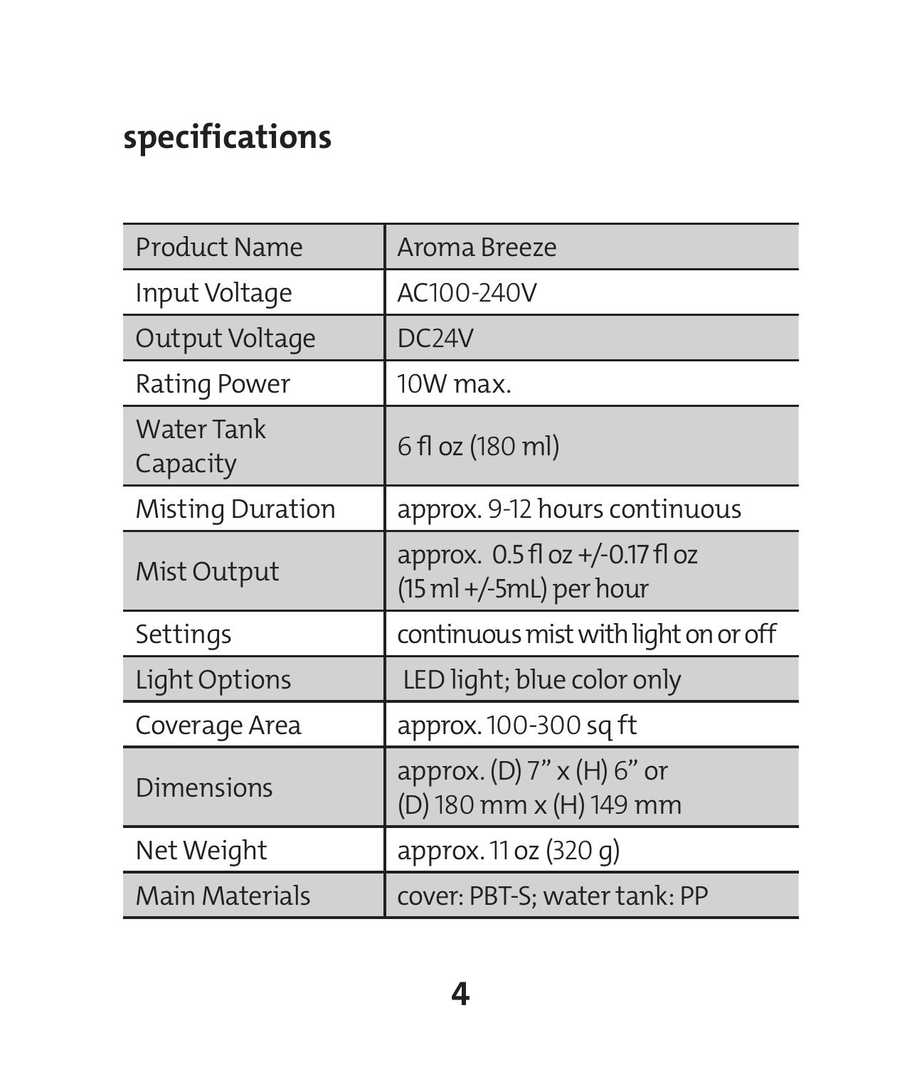## specifications

| | |
|---|---|
| Product Name | Aroma Breeze |
| Input Voltage | AC100-240V |
| Output Voltage | DC24V |
| Rating Power | 10W max. |
| Water Tank Capacity | 6 fl oz (180 ml) |
| Misting Duration | approx. 9-12 hours continuous |
| Mist Output | approx. 0.5 fl oz +/-0.17 fl oz (15 ml +/-5mL) per hour |
| Settings | continuous mist with light on or off |
| Light Options | LED light; blue color only |
| Coverage Area | approx. 100-300 sq ft |
| Dimensions | approx. (D) 7" x (H) 6" or (D) 180 mm x (H) 149 mm |
| Net Weight | approx. 11 oz (320 g) |
| Main Materials | cover: PBT-S; water tank: PP |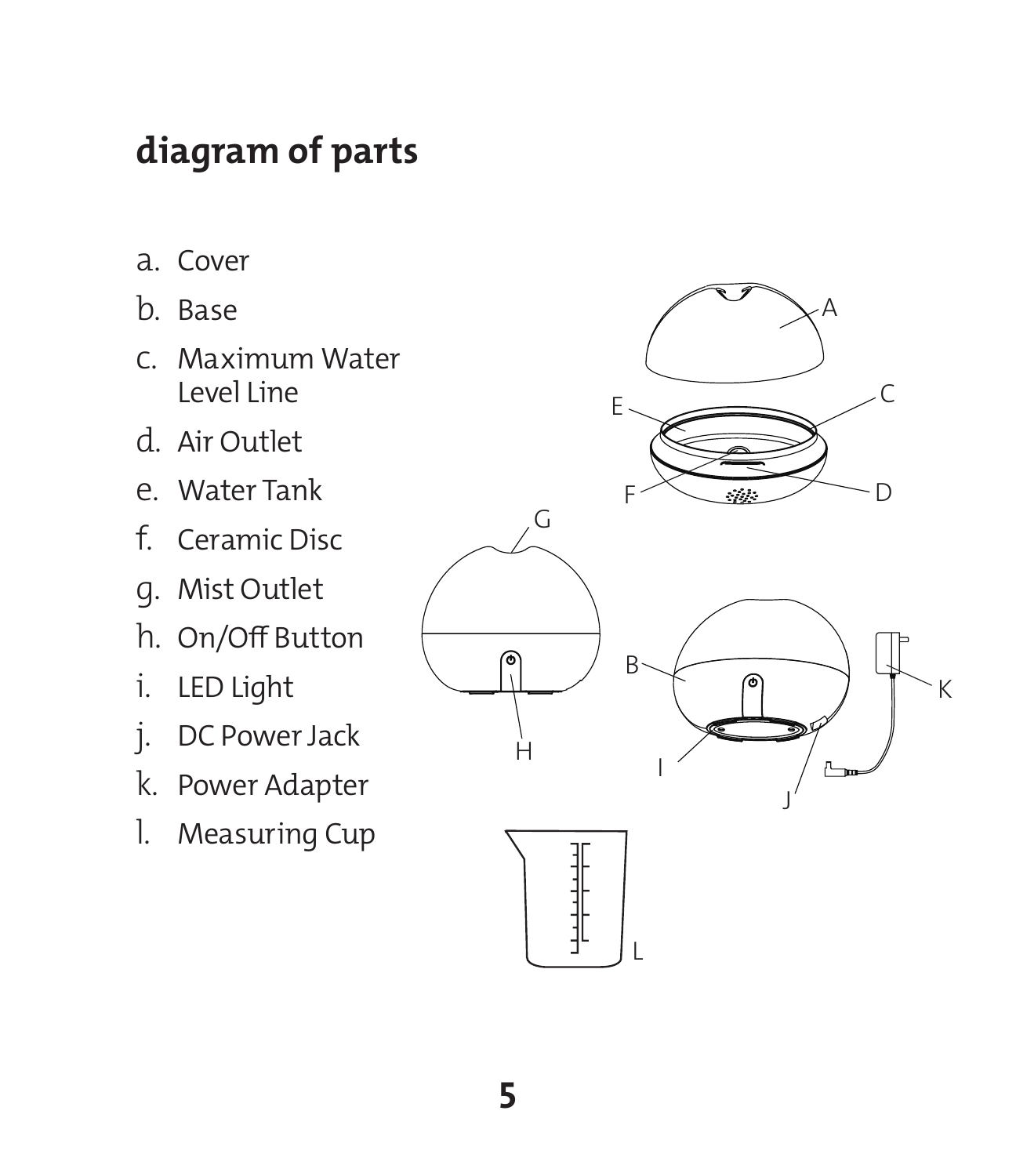## diagram of parts

a. Cover
b. Base
c. Maximum Water Level Line
d. Air Outlet
e. Water Tank
f. Ceramic Disc
g. Mist Outlet
h. On/Off Button
i. LED Light
j. DC Power Jack
k. Power Adapter
l. Measuring Cup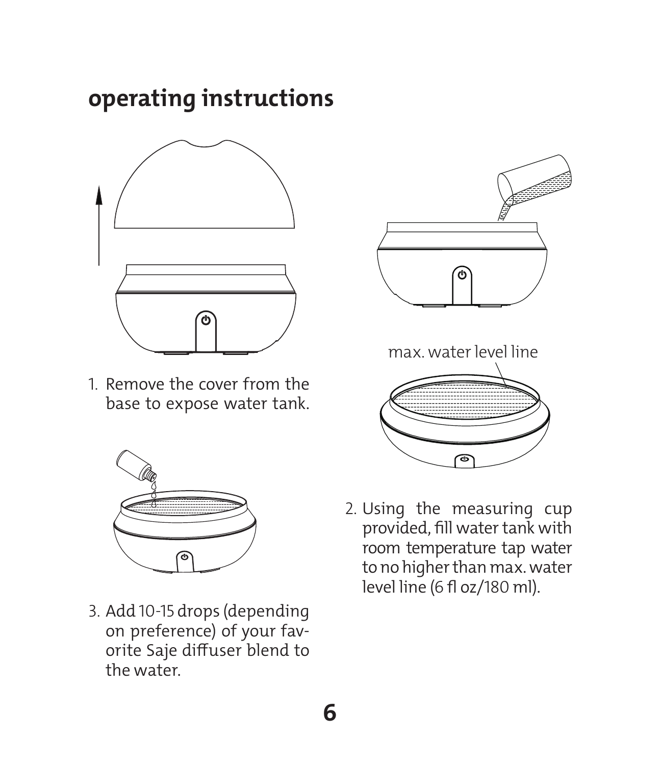# operating instructions

max. water level line

1. Remove the cover from the base to expose water tank.

2. Using the measuring cup provided, fill water tank with room temperature tap water to no higher than max. water level line (6 fl oz/180 ml).

3. Add 10-15 drops (depending on preference) of your favorite Saje diffuser blend to the water.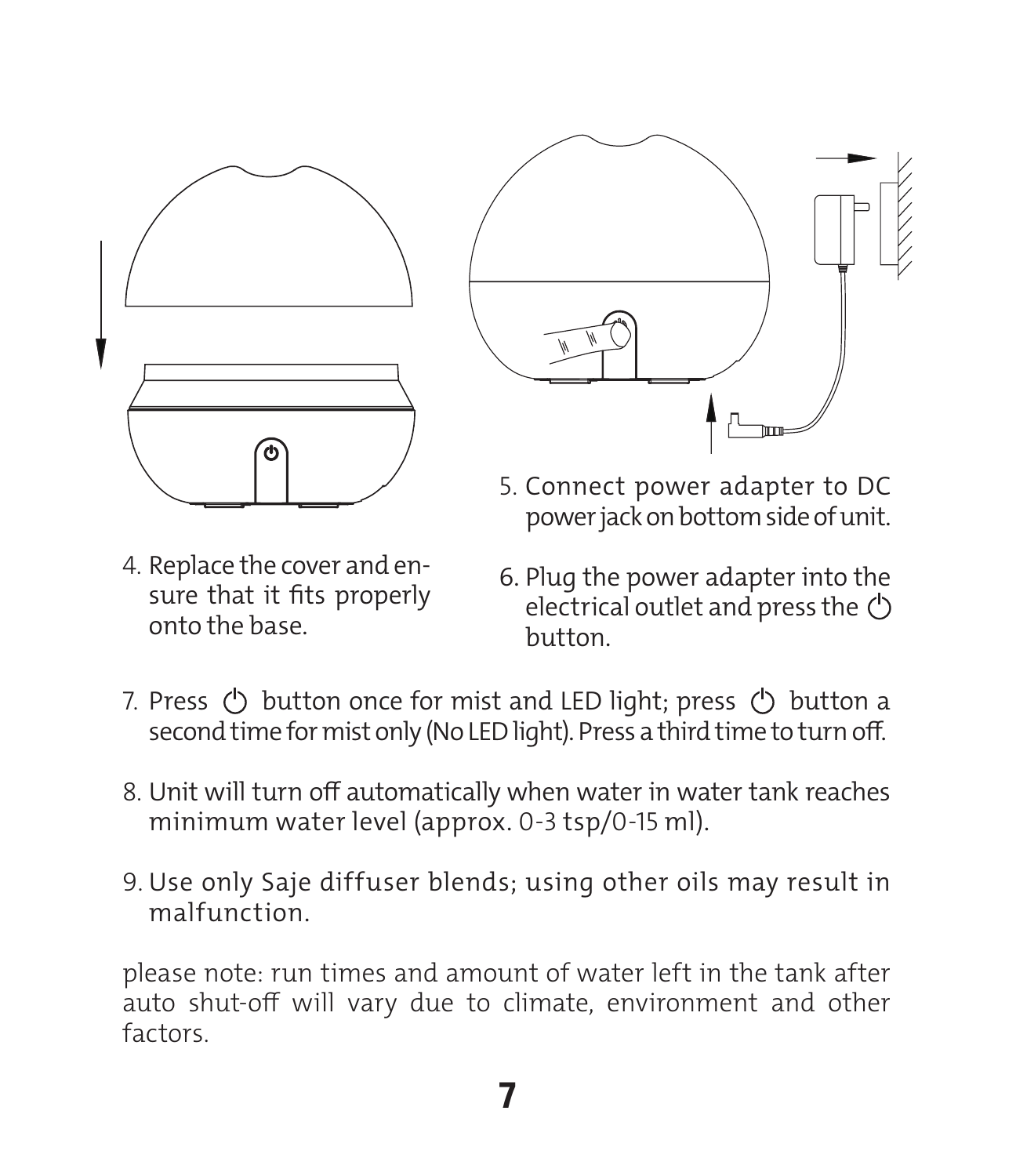4. Replace the cover and ensure that it fits properly onto the base.

5. Connect power adapter to DC power jack on bottom side of unit.

6. Plug the power adapter into the electrical outlet and press the ⏻ button.

7. Press ⏻ button once for mist and LED light; press ⏻ button a second time for mist only (No LED light). Press a third time to turn off.

8. Unit will turn off automatically when water in water tank reaches minimum water level (approx. 0-3 tsp/0-15 ml).

9. Use only Saje diffuser blends; using other oils may result in malfunction.

please note: run times and amount of water left in the tank after auto shut-off will vary due to climate, environment and other factors.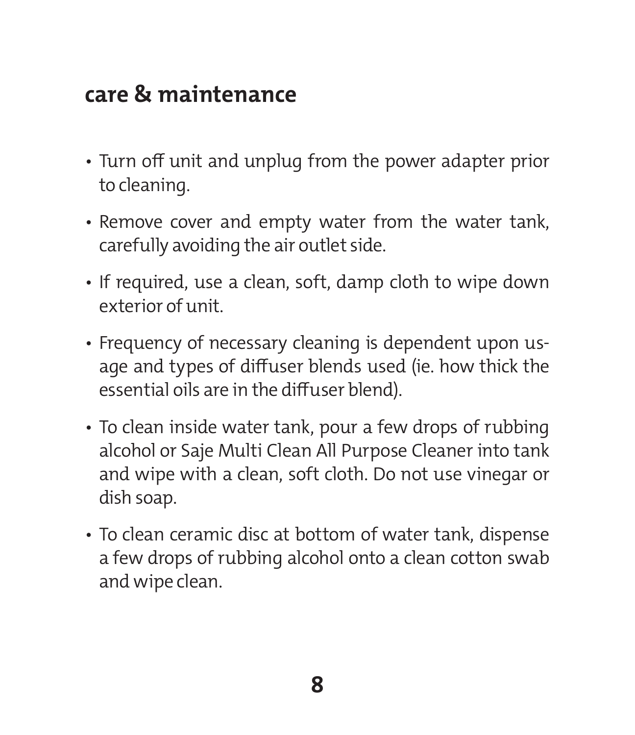## care & maintenance

- Turn off unit and unplug from the power adapter prior to cleaning.
- Remove cover and empty water from the water tank, carefully avoiding the air outlet side.
- If required, use a clean, soft, damp cloth to wipe down exterior of unit.
- Frequency of necessary cleaning is dependent upon usage and types of diffuser blends used (ie. how thick the essential oils are in the diffuser blend).
- To clean inside water tank, pour a few drops of rubbing alcohol or Saje Multi Clean All Purpose Cleaner into tank and wipe with a clean, soft cloth. Do not use vinegar or dish soap.
- To clean ceramic disc at bottom of water tank, dispense a few drops of rubbing alcohol onto a clean cotton swab and wipe clean.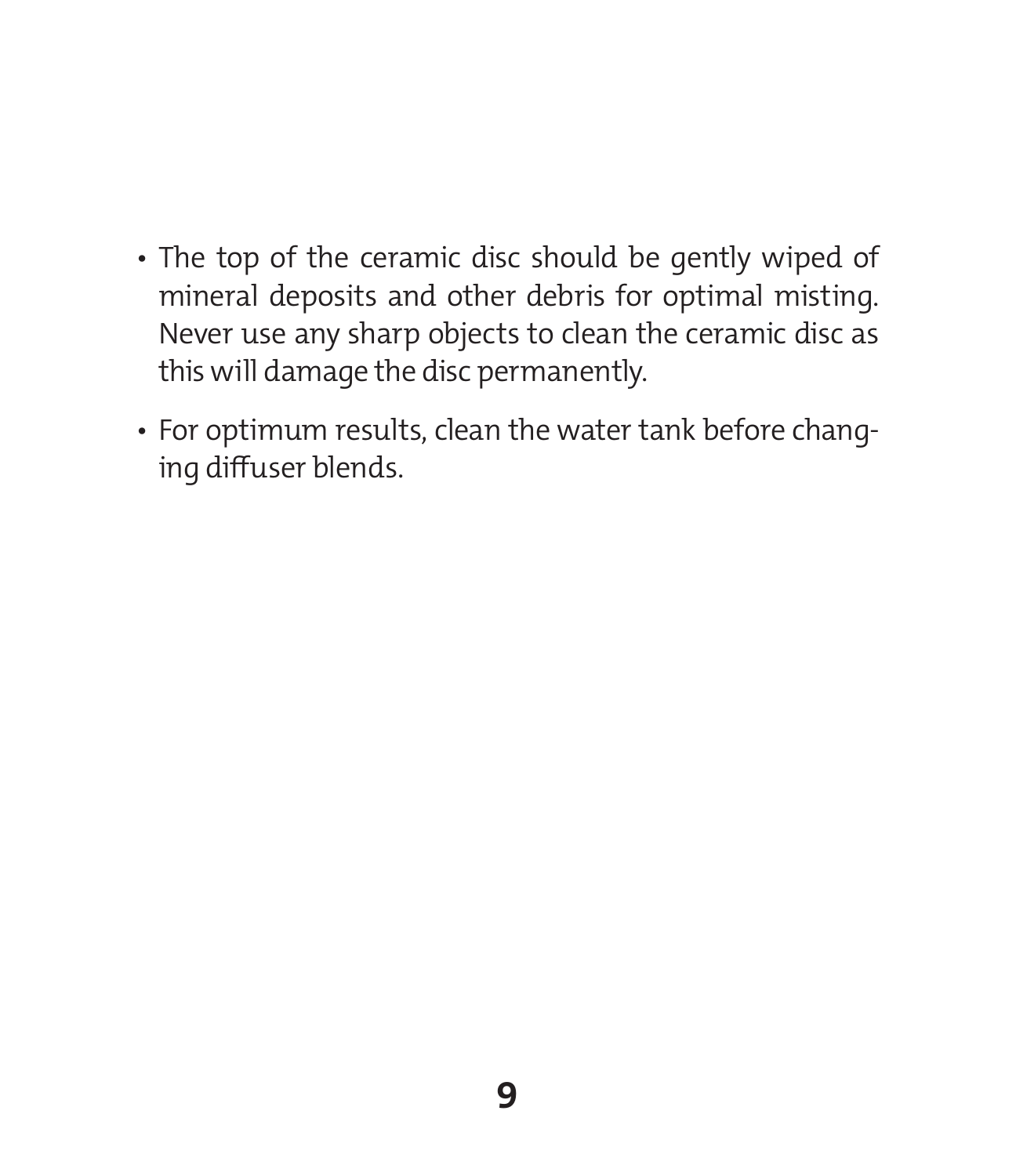- The top of the ceramic disc should be gently wiped of mineral deposits and other debris for optimal misting. Never use any sharp objects to clean the ceramic disc as this will damage the disc permanently.
- For optimum results, clean the water tank before changing diffuser blends.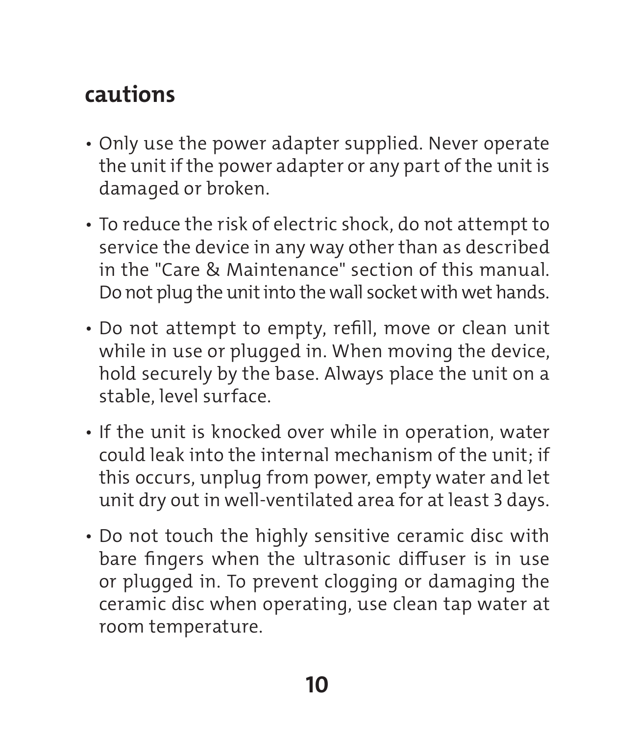## cautions

- Only use the power adapter supplied. Never operate the unit if the power adapter or any part of the unit is damaged or broken.
- To reduce the risk of electric shock, do not attempt to service the device in any way other than as described in the "Care & Maintenance" section of this manual. Do not plug the unit into the wall socket with wet hands.
- Do not attempt to empty, refill, move or clean unit while in use or plugged in. When moving the device, hold securely by the base. Always place the unit on a stable, level surface.
- If the unit is knocked over while in operation, water could leak into the internal mechanism of the unit; if this occurs, unplug from power, empty water and let unit dry out in well-ventilated area for at least 3 days.
- Do not touch the highly sensitive ceramic disc with bare fingers when the ultrasonic diffuser is in use or plugged in. To prevent clogging or damaging the ceramic disc when operating, use clean tap water at room temperature.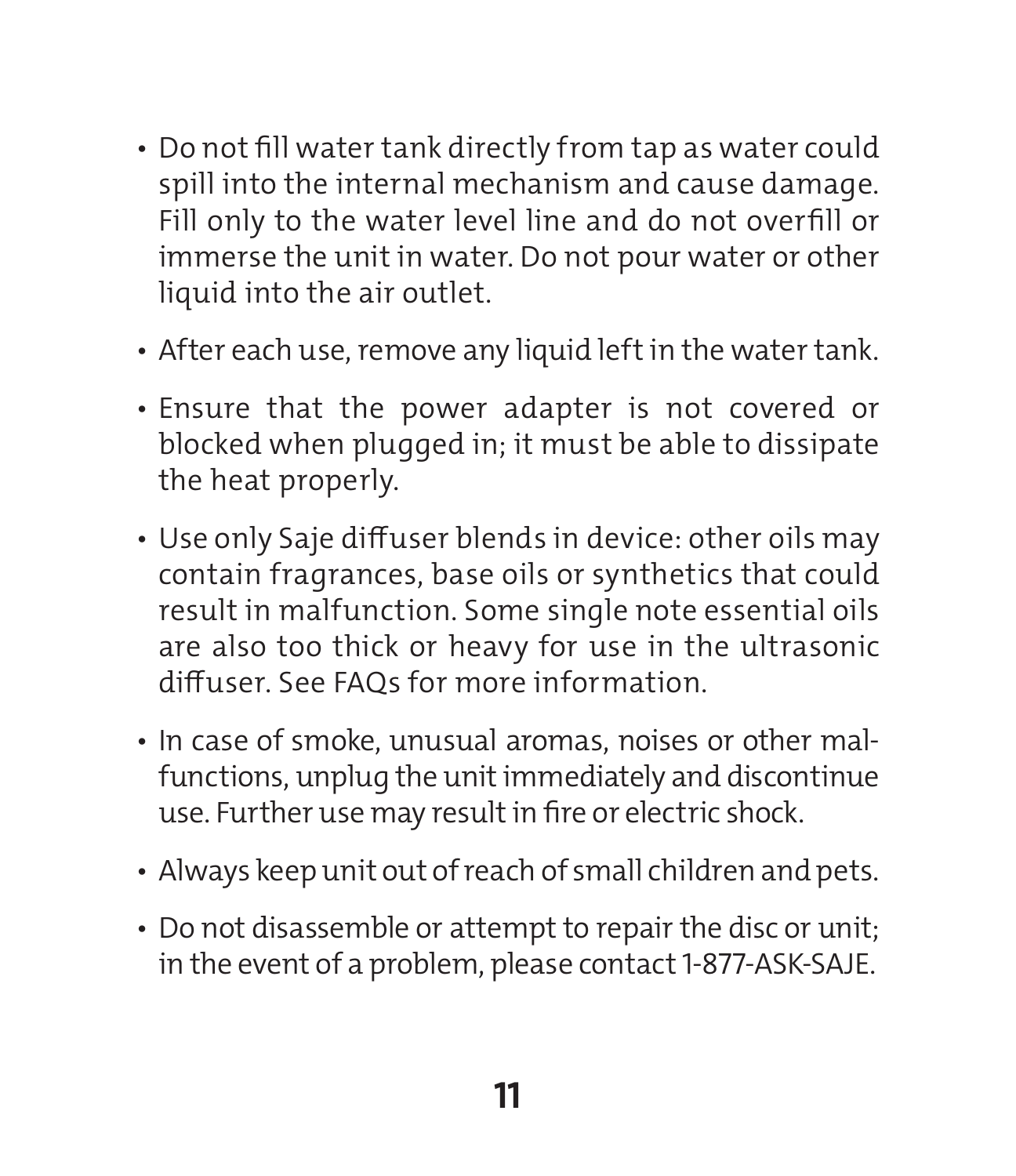- Do not fill water tank directly from tap as water could spill into the internal mechanism and cause damage. Fill only to the water level line and do not overfill or immerse the unit in water. Do not pour water or other liquid into the air outlet.
- After each use, remove any liquid left in the water tank.
- Ensure that the power adapter is not covered or blocked when plugged in; it must be able to dissipate the heat properly.
- Use only Saje diffuser blends in device: other oils may contain fragrances, base oils or synthetics that could result in malfunction. Some single note essential oils are also too thick or heavy for use in the ultrasonic diffuser. See FAQs for more information.
- In case of smoke, unusual aromas, noises or other malfunctions, unplug the unit immediately and discontinue use. Further use may result in fire or electric shock.
- Always keep unit out of reach of small children and pets.
- Do not disassemble or attempt to repair the disc or unit; in the event of a problem, please contact 1-877-ASK-SAJE.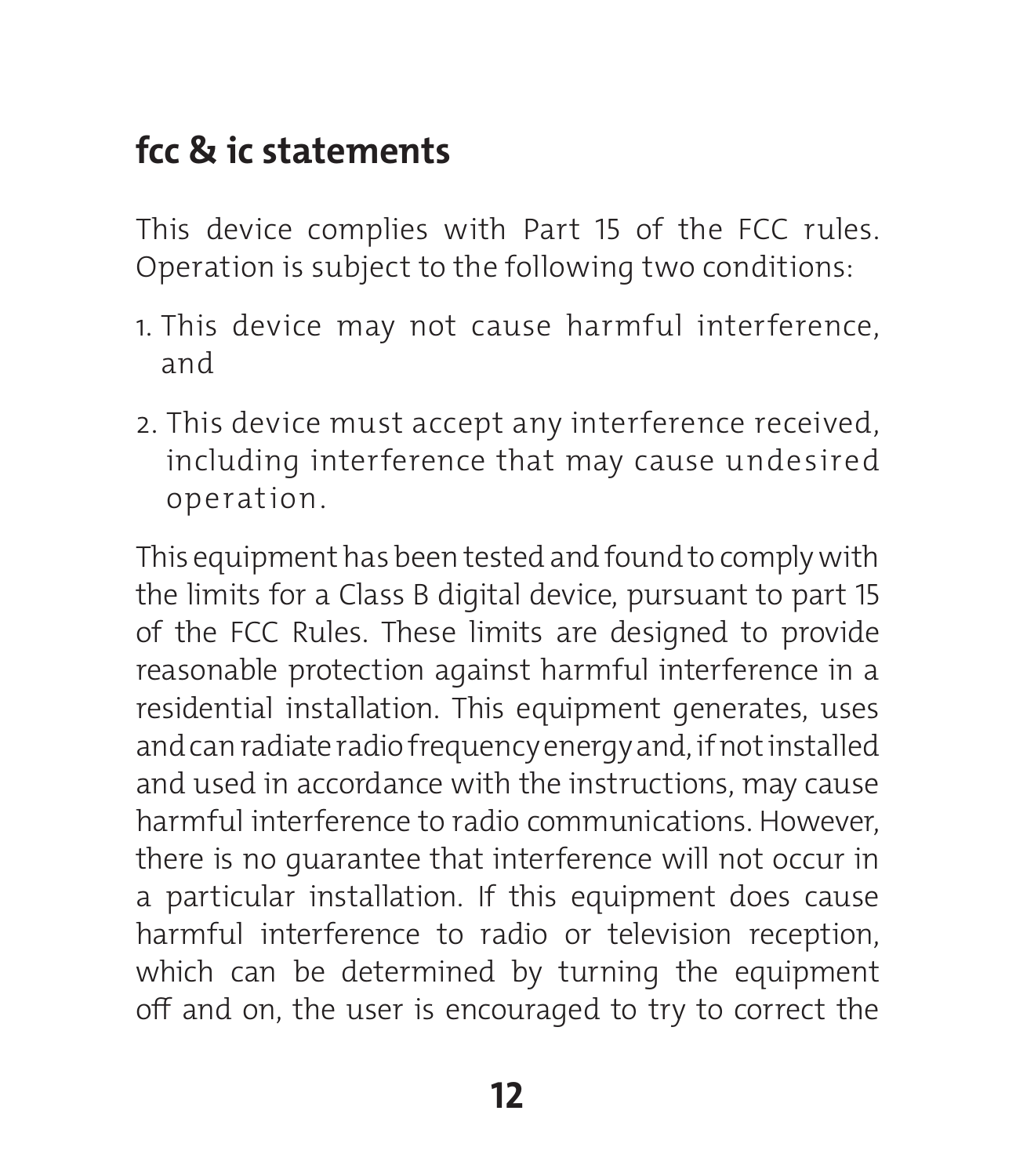## fcc & ic statements

This device complies with Part 15 of the FCC rules. Operation is subject to the following two conditions:

1. This device may not cause harmful interference, and
2. This device must accept any interference received, including interference that may cause undesired operation.

This equipment has been tested and found to comply with the limits for a Class B digital device, pursuant to part 15 of the FCC Rules. These limits are designed to provide reasonable protection against harmful interference in a residential installation. This equipment generates, uses and can radiate radio frequency energy and, if not installed and used in accordance with the instructions, may cause harmful interference to radio communications. However, there is no guarantee that interference will not occur in a particular installation. If this equipment does cause harmful interference to radio or television reception, which can be determined by turning the equipment off and on, the user is encouraged to try to correct the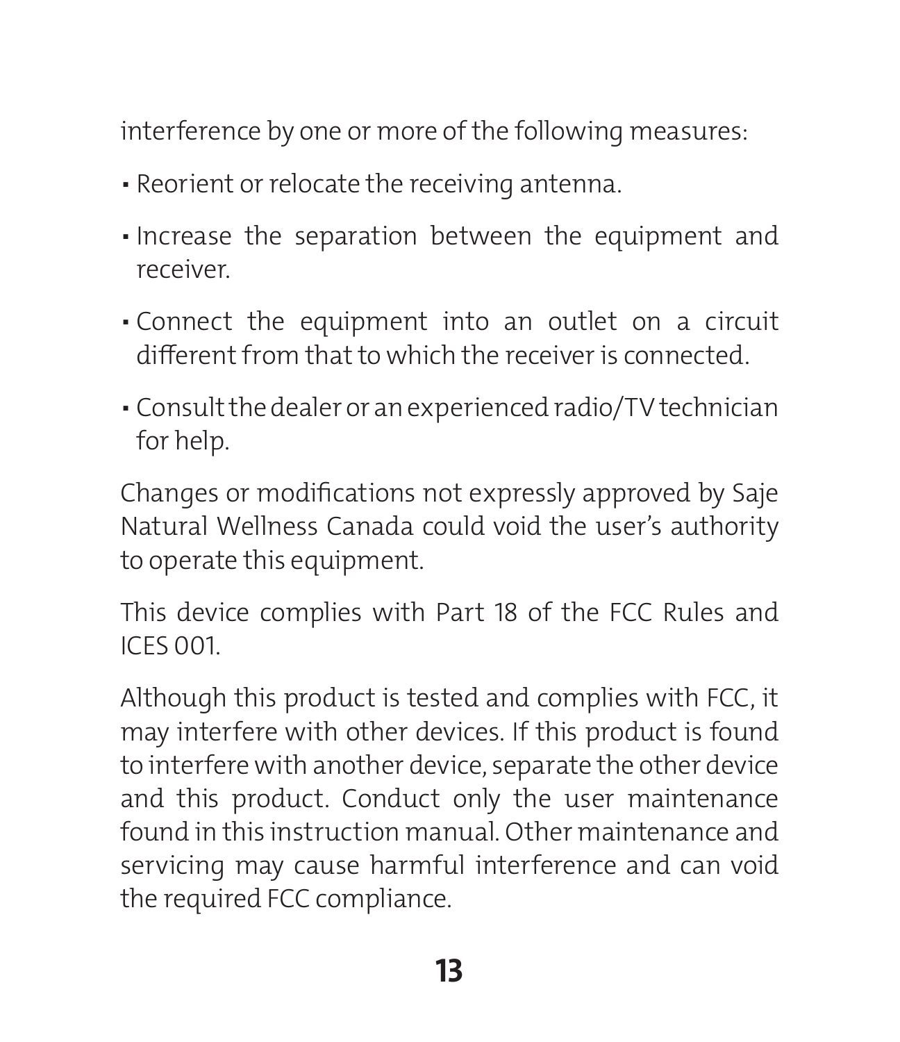interference by one or more of the following measures:

- Reorient or relocate the receiving antenna.
- Increase the separation between the equipment and receiver.
- Connect the equipment into an outlet on a circuit different from that to which the receiver is connected.
- Consult the dealer or an experienced radio/TV technician for help.

Changes or modifications not expressly approved by Saje Natural Wellness Canada could void the user's authority to operate this equipment.

This device complies with Part 18 of the FCC Rules and ICES 001.

Although this product is tested and complies with FCC, it may interfere with other devices. If this product is found to interfere with another device, separate the other device and this product. Conduct only the user maintenance found in this instruction manual. Other maintenance and servicing may cause harmful interference and can void the required FCC compliance.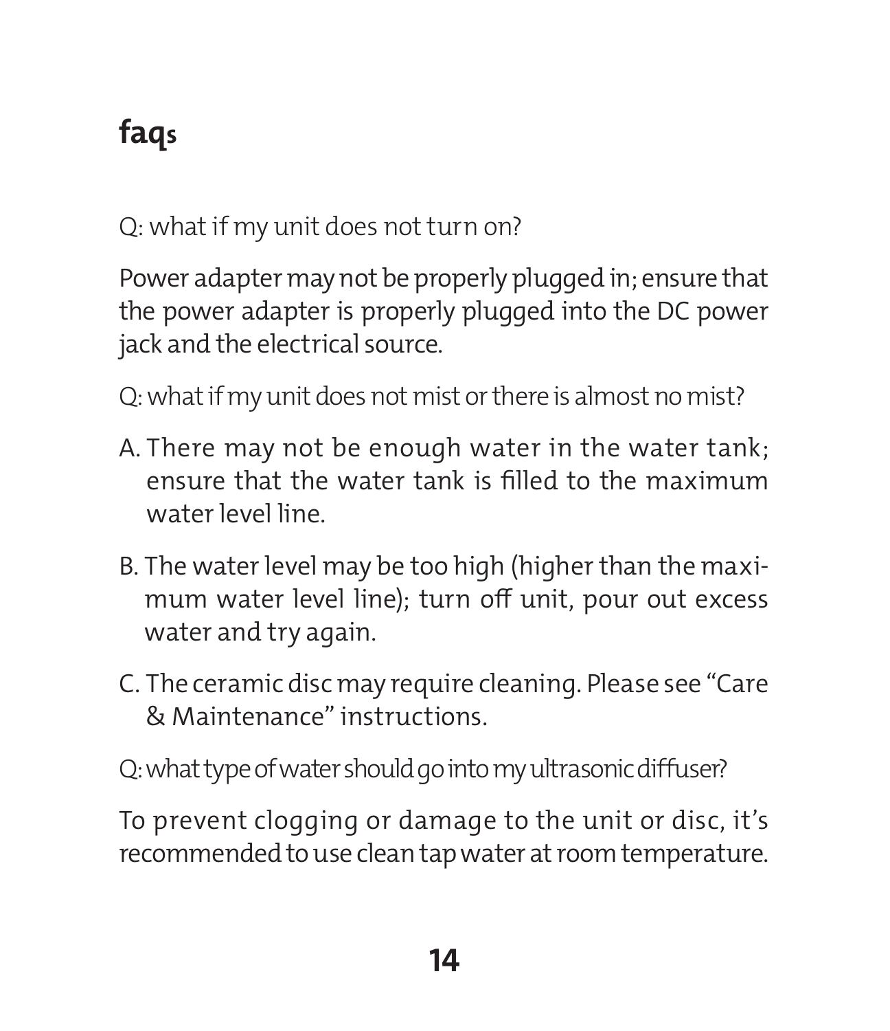## faqs

Q: what if my unit does not turn on?

Power adapter may not be properly plugged in; ensure that the power adapter is properly plugged into the DC power jack and the electrical source.

Q: what if my unit does not mist or there is almost no mist?

A. There may not be enough water in the water tank; ensure that the water tank is filled to the maximum water level line.

B. The water level may be too high (higher than the maximum water level line); turn off unit, pour out excess water and try again.

C. The ceramic disc may require cleaning. Please see "Care & Maintenance" instructions.

Q: what type of water should go into my ultrasonic diffuser?

To prevent clogging or damage to the unit or disc, it's recommended to use clean tap water at room temperature.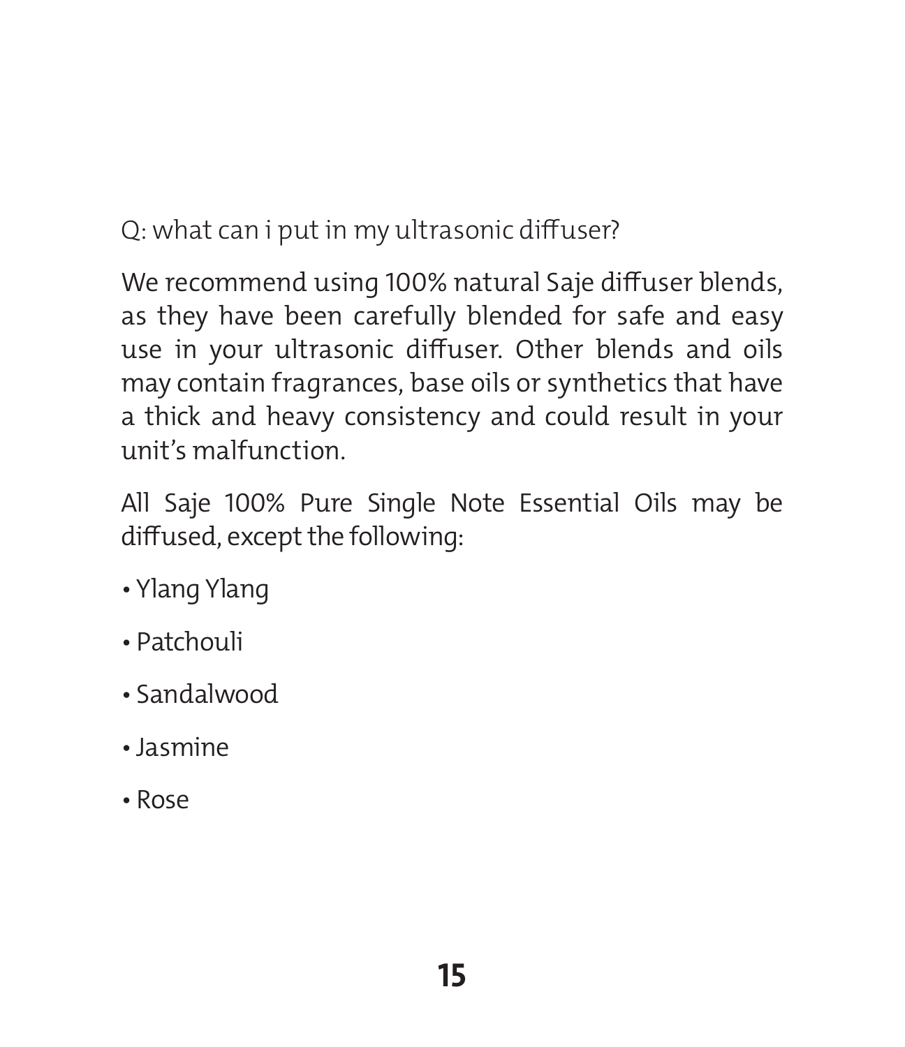Q: what can i put in my ultrasonic diffuser?

We recommend using 100% natural Saje diffuser blends, as they have been carefully blended for safe and easy use in your ultrasonic diffuser. Other blends and oils may contain fragrances, base oils or synthetics that have a thick and heavy consistency and could result in your unit's malfunction.

All Saje 100% Pure Single Note Essential Oils may be diffused, except the following:

- Ylang Ylang
- Patchouli
- Sandalwood
- Jasmine
- Rose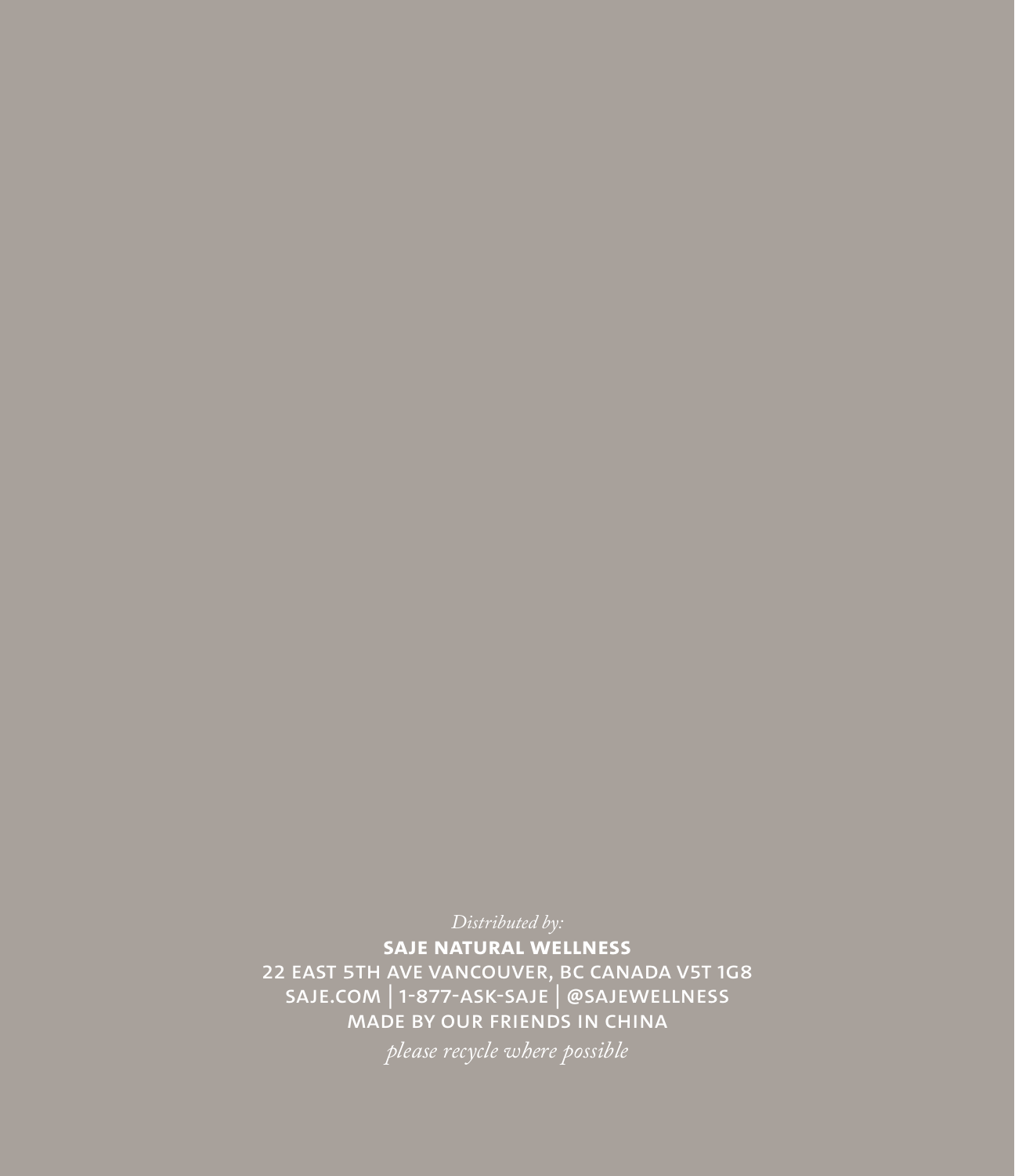*Distributed by:*

**SAJE NATURAL WELLNESS**

22 EAST 5TH AVE VANCOUVER, BC CANADA V5T 1G8

SAJE.COM | 1-877-ASK-SAJE | @SAJEWELLNESS

MADE BY OUR FRIENDS IN CHINA

*please recycle where possible*